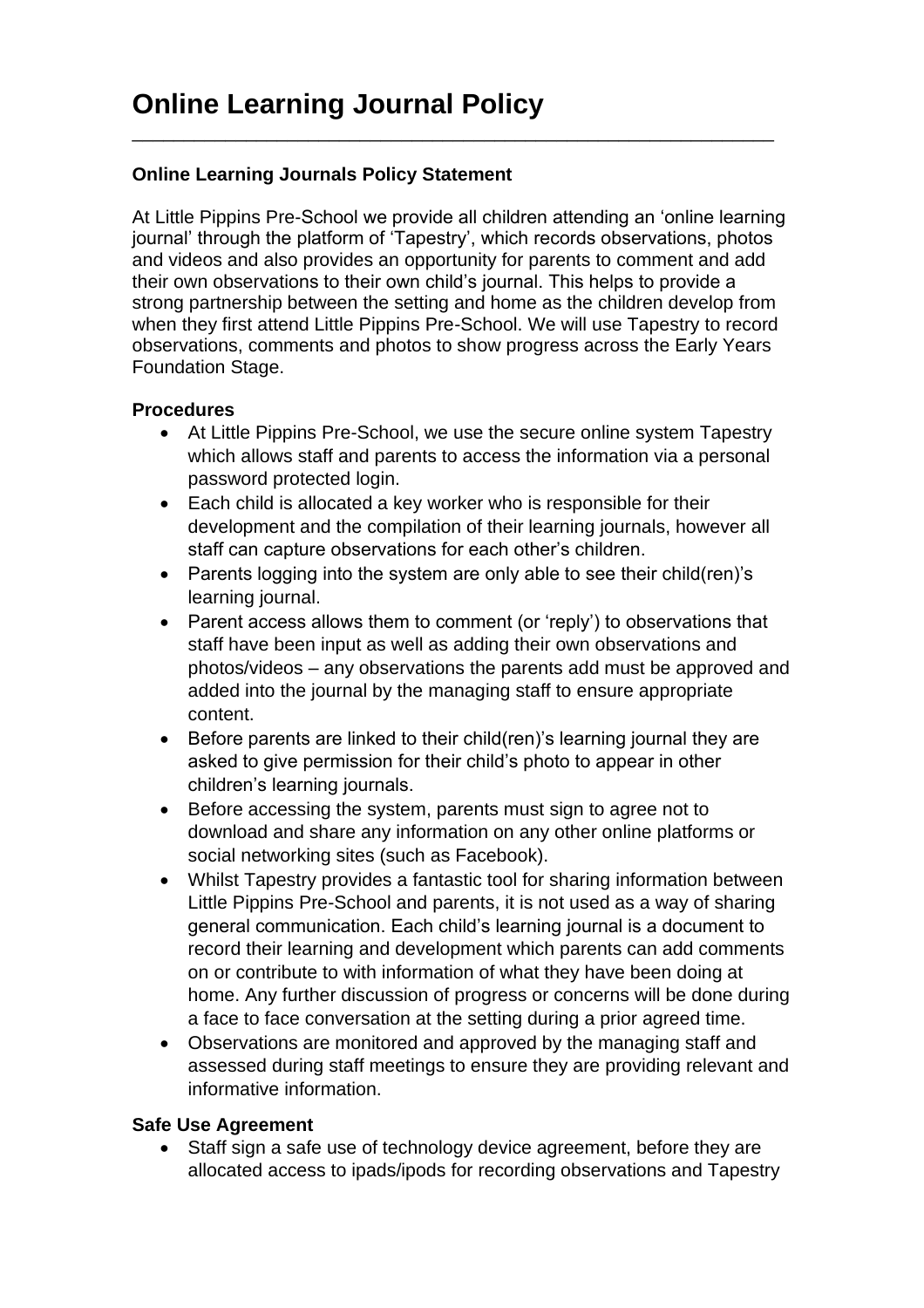# Online Learning Journal Policy

---

**Online Learning Journals Policy Statement**

At Little Pippins Pre-School we provide all children attending an 'online learning journal' through the platform of 'Tapestry', which records observations, photos and videos and also provides an opportunity for parents to comment and add their own observations to their own child's journal. This helps to provide a strong partnership between the setting and home as the children develop from when they first attend Little Pippins Pre-School. We will use Tapestry to record observations, comments and photos to show progress across the Early Years Foundation Stage.

**Procedures**

- At Little Pippins Pre-School, we use the secure online system Tapestry which allows staff and parents to access the information via a personal password protected login.
- Each child is allocated a key worker who is responsible for their development and the compilation of their learning journals, however all staff can capture observations for each other's children.
- Parents logging into the system are only able to see their child(ren)'s learning journal.
- Parent access allows them to comment (or 'reply') to observations that staff have been input as well as adding their own observations and photos/videos – any observations the parents add must be approved and added into the journal by the managing staff to ensure appropriate content.
- Before parents are linked to their child(ren)'s learning journal they are asked to give permission for their child's photo to appear in other children's learning journals.
- Before accessing the system, parents must sign to agree not to download and share any information on any other online platforms or social networking sites (such as Facebook).
- Whilst Tapestry provides a fantastic tool for sharing information between Little Pippins Pre-School and parents, it is not used as a way of sharing general communication. Each child's learning journal is a document to record their learning and development which parents can add comments on or contribute to with information of what they have been doing at home. Any further discussion of progress or concerns will be done during a face to face conversation at the setting during a prior agreed time.
- Observations are monitored and approved by the managing staff and assessed during staff meetings to ensure they are providing relevant and informative information.

**Safe Use Agreement**

- Staff sign a safe use of technology device agreement, before they are allocated access to ipads/ipods for recording observations and Tapestry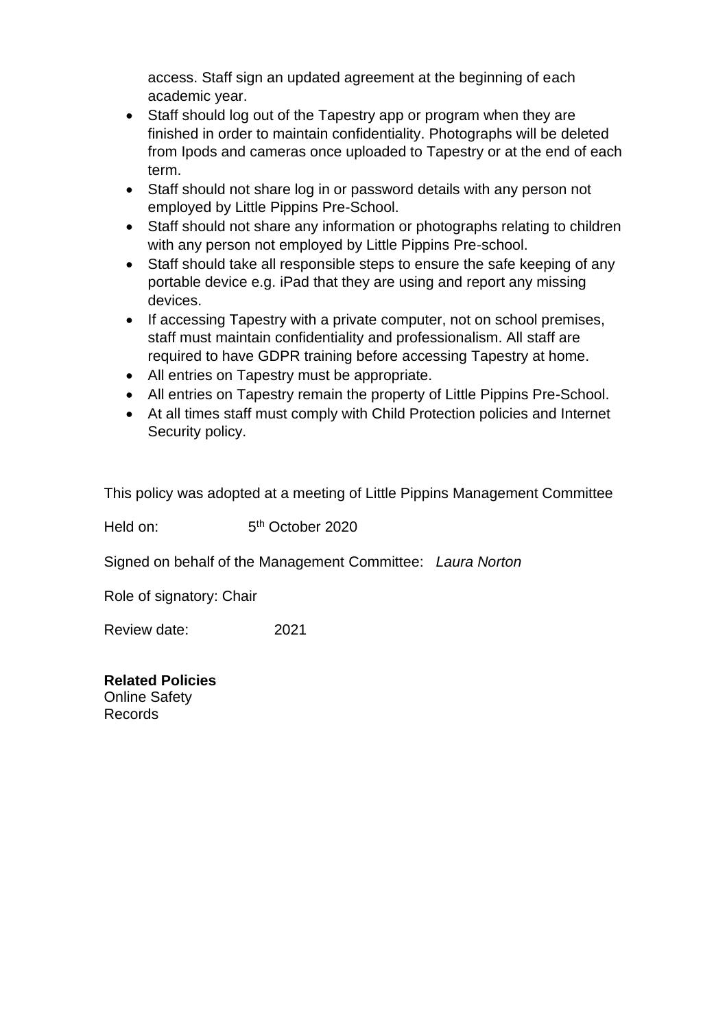access. Staff sign an updated agreement at the beginning of each academic year.

- Staff should log out of the Tapestry app or program when they are finished in order to maintain confidentiality. Photographs will be deleted from Ipods and cameras once uploaded to Tapestry or at the end of each term.
- Staff should not share log in or password details with any person not employed by Little Pippins Pre-School.
- Staff should not share any information or photographs relating to children with any person not employed by Little Pippins Pre-school.
- Staff should take all responsible steps to ensure the safe keeping of any portable device e.g. iPad that they are using and report any missing devices.
- If accessing Tapestry with a private computer, not on school premises, staff must maintain confidentiality and professionalism. All staff are required to have GDPR training before accessing Tapestry at home.
- All entries on Tapestry must be appropriate.
- All entries on Tapestry remain the property of Little Pippins Pre-School.
- At all times staff must comply with Child Protection policies and Internet Security policy.

This policy was adopted at a meeting of Little Pippins Management Committee

Held on: 5th October 2020

Signed on behalf of the Management Committee: *Laura Norton*

Role of signatory: Chair

Review date: 2021

**Related Policies**
Online Safety
Records